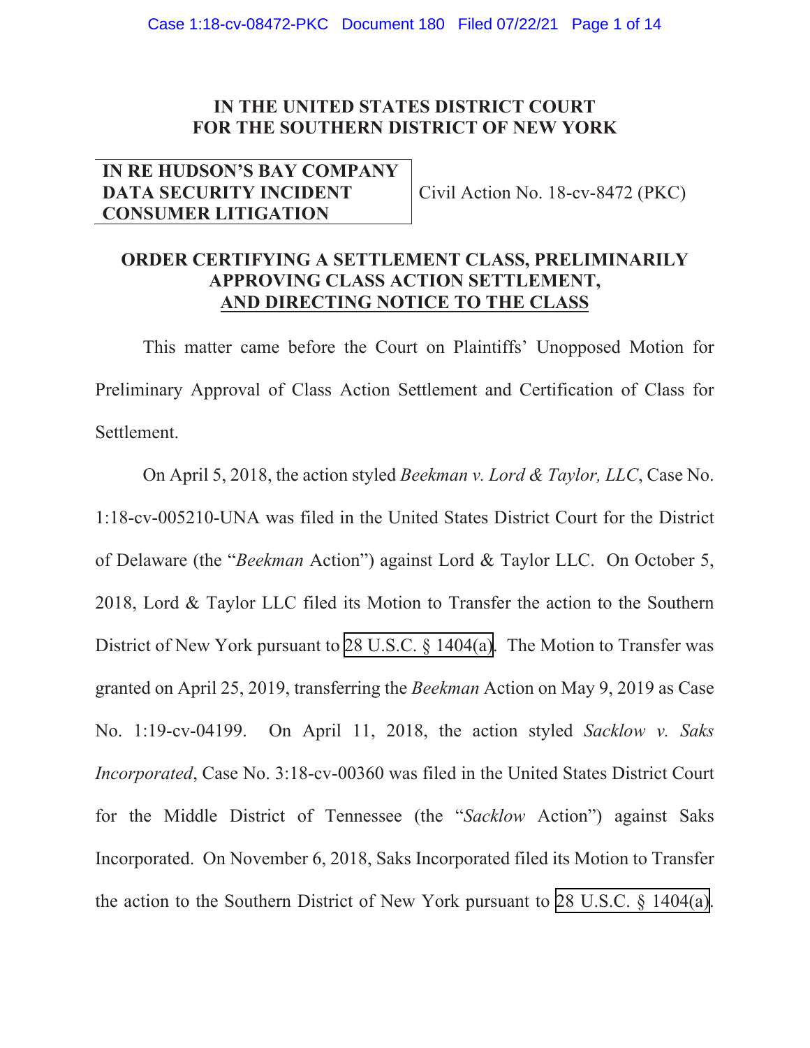# IN THE UNITED STATES DISTRICT COURT FOR THE SOUTHERN DISTRICT OF NEW YORK

| IN RE HUDSON'S BAY COMPANY DATA SECURITY INCIDENT CONSUMER LITIGATION | Civil Action No. 18-cv-8472 (PKC) |
|---|---|

## ORDER CERTIFYING A SETTLEMENT CLASS, PRELIMINARILY APPROVING CLASS ACTION SETTLEMENT, AND DIRECTING NOTICE TO THE CLASS

This matter came before the Court on Plaintiffs' Unopposed Motion for Preliminary Approval of Class Action Settlement and Certification of Class for Settlement.

On April 5, 2018, the action styled *Beekman v. Lord & Taylor, LLC*, Case No. 1:18-cv-005210-UNA was filed in the United States District Court for the District of Delaware (the "*Beekman* Action") against Lord & Taylor LLC. On October 5, 2018, Lord & Taylor LLC filed its Motion to Transfer the action to the Southern District of New York pursuant to 28 U.S.C. § 1404(a). The Motion to Transfer was granted on April 25, 2019, transferring the *Beekman* Action on May 9, 2019 as Case No. 1:19-cv-04199. On April 11, 2018, the action styled *Sacklow v. Saks Incorporated*, Case No. 3:18-cv-00360 was filed in the United States District Court for the Middle District of Tennessee (the "*Sacklow* Action") against Saks Incorporated. On November 6, 2018, Saks Incorporated filed its Motion to Transfer the action to the Southern District of New York pursuant to 28 U.S.C. § 1404(a).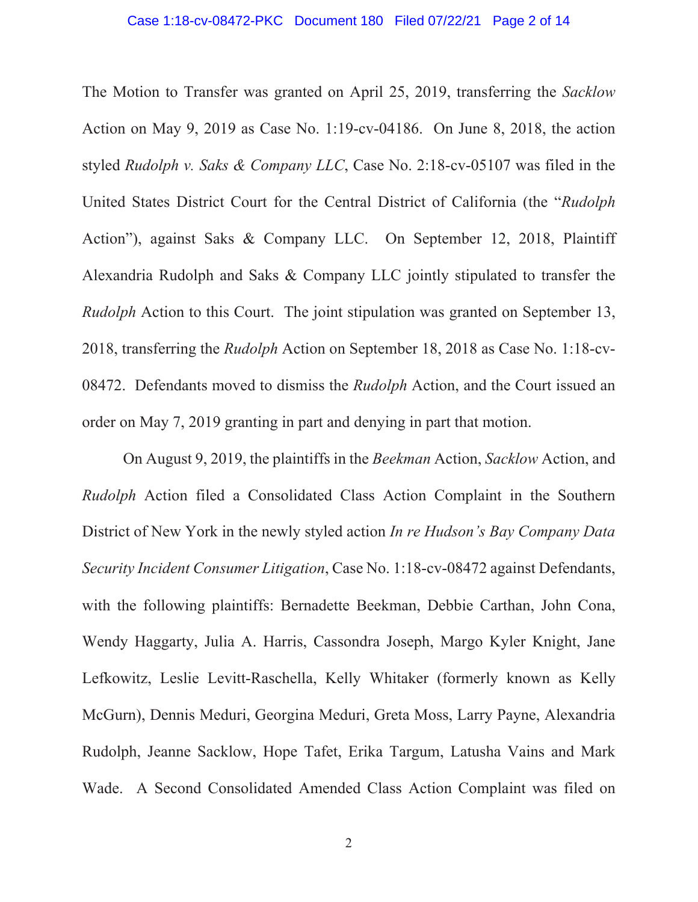The Motion to Transfer was granted on April 25, 2019, transferring the *Sacklow* Action on May 9, 2019 as Case No. 1:19-cv-04186. On June 8, 2018, the action styled *Rudolph v. Saks & Company LLC*, Case No. 2:18-cv-05107 was filed in the United States District Court for the Central District of California (the "*Rudolph* Action"), against Saks & Company LLC. On September 12, 2018, Plaintiff Alexandria Rudolph and Saks & Company LLC jointly stipulated to transfer the *Rudolph* Action to this Court. The joint stipulation was granted on September 13, 2018, transferring the *Rudolph* Action on September 18, 2018 as Case No. 1:18-cv-08472. Defendants moved to dismiss the *Rudolph* Action, and the Court issued an order on May 7, 2019 granting in part and denying in part that motion.

On August 9, 2019, the plaintiffs in the *Beekman* Action, *Sacklow* Action, and *Rudolph* Action filed a Consolidated Class Action Complaint in the Southern District of New York in the newly styled action *In re Hudson's Bay Company Data Security Incident Consumer Litigation*, Case No. 1:18-cv-08472 against Defendants, with the following plaintiffs: Bernadette Beekman, Debbie Carthan, John Cona, Wendy Haggarty, Julia A. Harris, Cassondra Joseph, Margo Kyler Knight, Jane Lefkowitz, Leslie Levitt-Raschella, Kelly Whitaker (formerly known as Kelly McGurn), Dennis Meduri, Georgina Meduri, Greta Moss, Larry Payne, Alexandria Rudolph, Jeanne Sacklow, Hope Tafet, Erika Targum, Latusha Vains and Mark Wade. A Second Consolidated Amended Class Action Complaint was filed on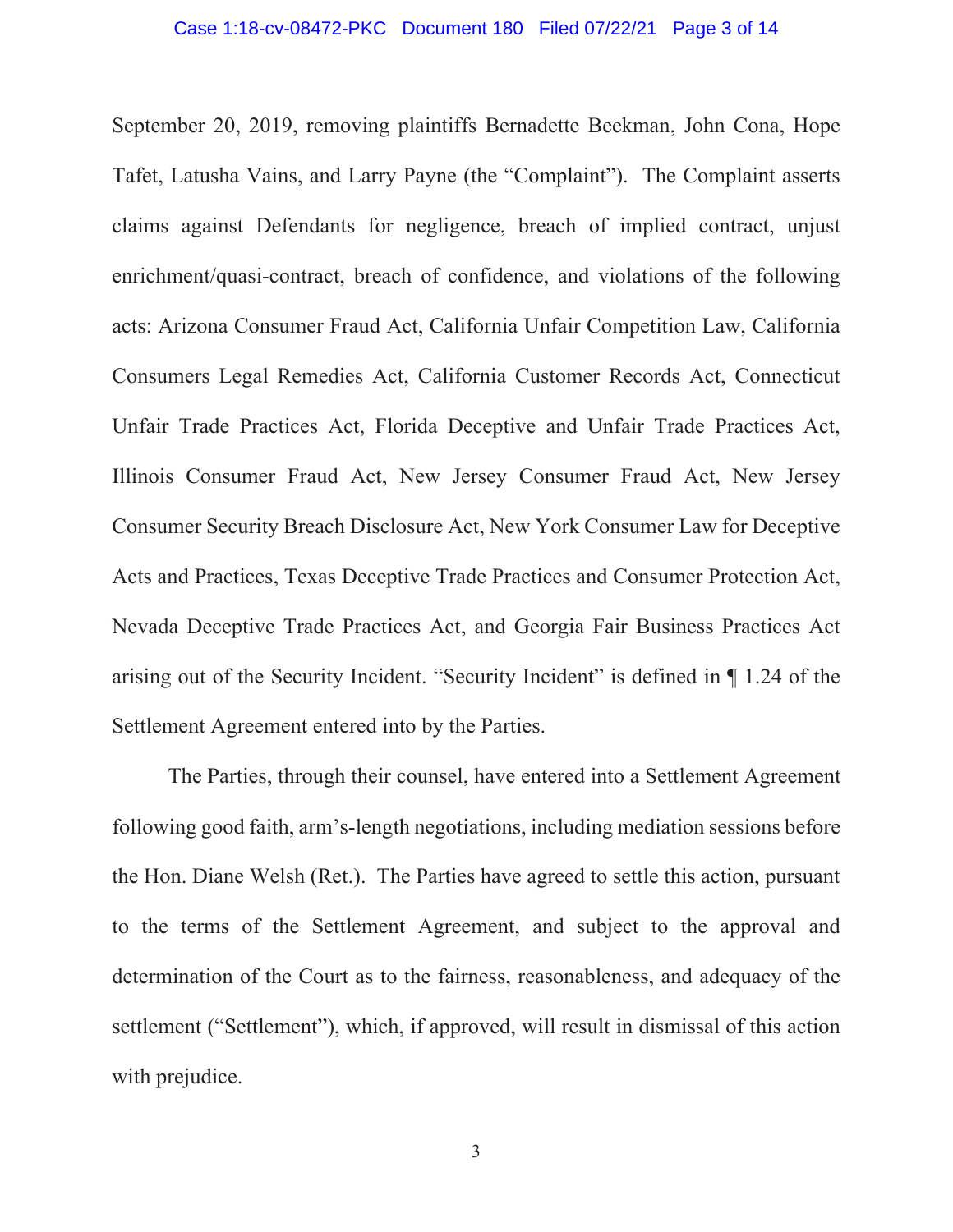September 20, 2019, removing plaintiffs Bernadette Beekman, John Cona, Hope Tafet, Latusha Vains, and Larry Payne (the "Complaint"). The Complaint asserts claims against Defendants for negligence, breach of implied contract, unjust enrichment/quasi-contract, breach of confidence, and violations of the following acts: Arizona Consumer Fraud Act, California Unfair Competition Law, California Consumers Legal Remedies Act, California Customer Records Act, Connecticut Unfair Trade Practices Act, Florida Deceptive and Unfair Trade Practices Act, Illinois Consumer Fraud Act, New Jersey Consumer Fraud Act, New Jersey Consumer Security Breach Disclosure Act, New York Consumer Law for Deceptive Acts and Practices, Texas Deceptive Trade Practices and Consumer Protection Act, Nevada Deceptive Trade Practices Act, and Georgia Fair Business Practices Act arising out of the Security Incident. "Security Incident" is defined in ¶ 1.24 of the Settlement Agreement entered into by the Parties.

The Parties, through their counsel, have entered into a Settlement Agreement following good faith, arm's-length negotiations, including mediation sessions before the Hon. Diane Welsh (Ret.). The Parties have agreed to settle this action, pursuant to the terms of the Settlement Agreement, and subject to the approval and determination of the Court as to the fairness, reasonableness, and adequacy of the settlement ("Settlement"), which, if approved, will result in dismissal of this action with prejudice.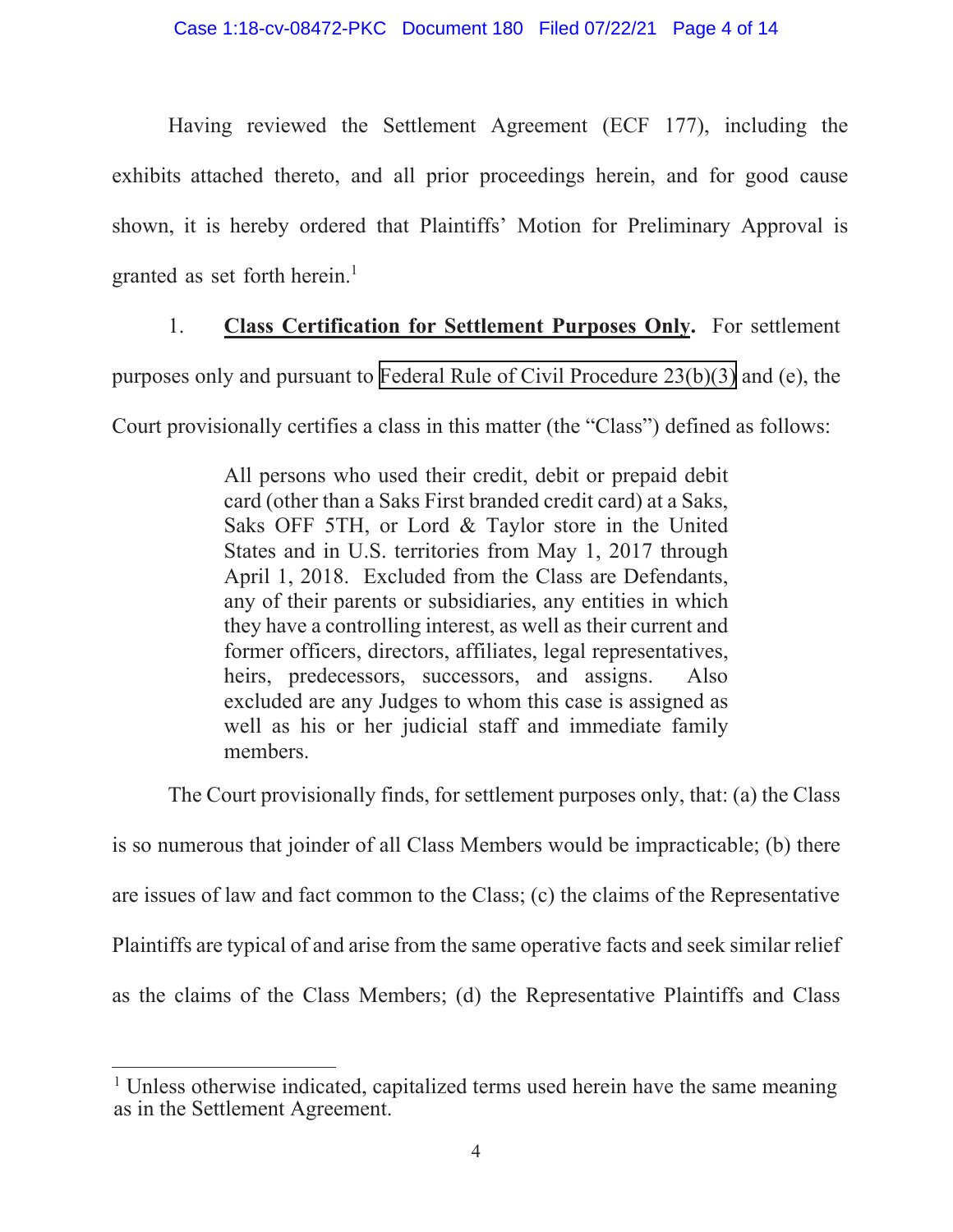Having reviewed the Settlement Agreement (ECF 177), including the exhibits attached thereto, and all prior proceedings herein, and for good cause shown, it is hereby ordered that Plaintiffs' Motion for Preliminary Approval is granted as set forth herein.[1]

1. **Class Certification for Settlement Purposes Only.** For settlement purposes only and pursuant to Federal Rule of Civil Procedure 23(b)(3) and (e), the Court provisionally certifies a class in this matter (the "Class") defined as follows:

> All persons who used their credit, debit or prepaid debit card (other than a Saks First branded credit card) at a Saks, Saks OFF 5TH, or Lord & Taylor store in the United States and in U.S. territories from May 1, 2017 through April 1, 2018. Excluded from the Class are Defendants, any of their parents or subsidiaries, any entities in which they have a controlling interest, as well as their current and former officers, directors, affiliates, legal representatives, heirs, predecessors, successors, and assigns. Also excluded are any Judges to whom this case is assigned as well as his or her judicial staff and immediate family members.

The Court provisionally finds, for settlement purposes only, that: (a) the Class is so numerous that joinder of all Class Members would be impracticable; (b) there are issues of law and fact common to the Class; (c) the claims of the Representative Plaintiffs are typical of and arise from the same operative facts and seek similar relief as the claims of the Class Members; (d) the Representative Plaintiffs and Class

[1] Unless otherwise indicated, capitalized terms used herein have the same meaning as in the Settlement Agreement.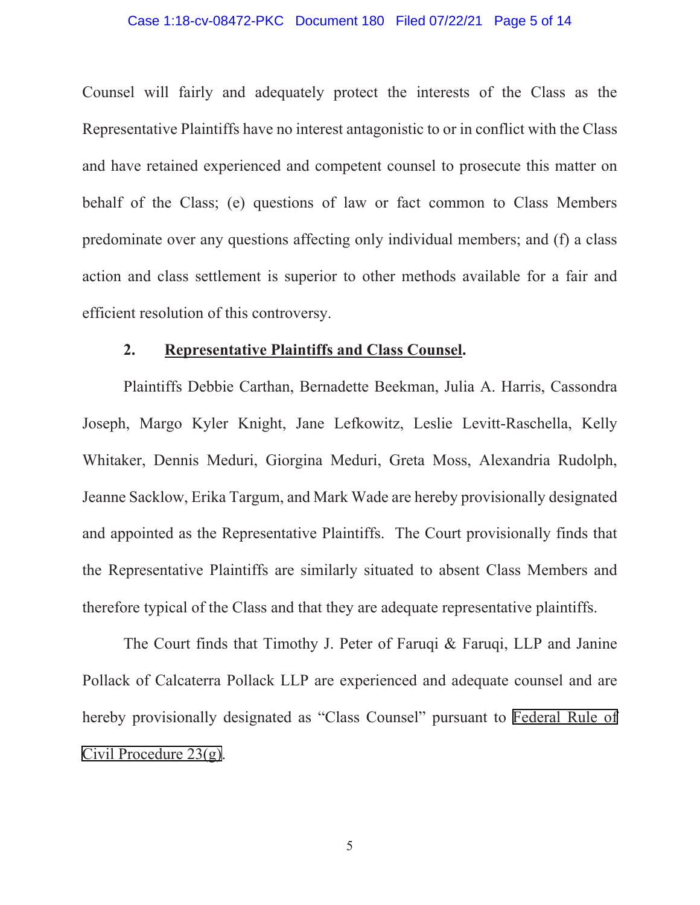Counsel will fairly and adequately protect the interests of the Class as the Representative Plaintiffs have no interest antagonistic to or in conflict with the Class and have retained experienced and competent counsel to prosecute this matter on behalf of the Class; (e) questions of law or fact common to Class Members predominate over any questions affecting only individual members; and (f) a class action and class settlement is superior to other methods available for a fair and efficient resolution of this controversy.

**2. Representative Plaintiffs and Class Counsel.**

Plaintiffs Debbie Carthan, Bernadette Beekman, Julia A. Harris, Cassondra Joseph, Margo Kyler Knight, Jane Lefkowitz, Leslie Levitt-Raschella, Kelly Whitaker, Dennis Meduri, Giorgina Meduri, Greta Moss, Alexandria Rudolph, Jeanne Sacklow, Erika Targum, and Mark Wade are hereby provisionally designated and appointed as the Representative Plaintiffs. The Court provisionally finds that the Representative Plaintiffs are similarly situated to absent Class Members and therefore typical of the Class and that they are adequate representative plaintiffs.

The Court finds that Timothy J. Peter of Faruqi & Faruqi, LLP and Janine Pollack of Calcaterra Pollack LLP are experienced and adequate counsel and are hereby provisionally designated as "Class Counsel" pursuant to Federal Rule of Civil Procedure 23(g).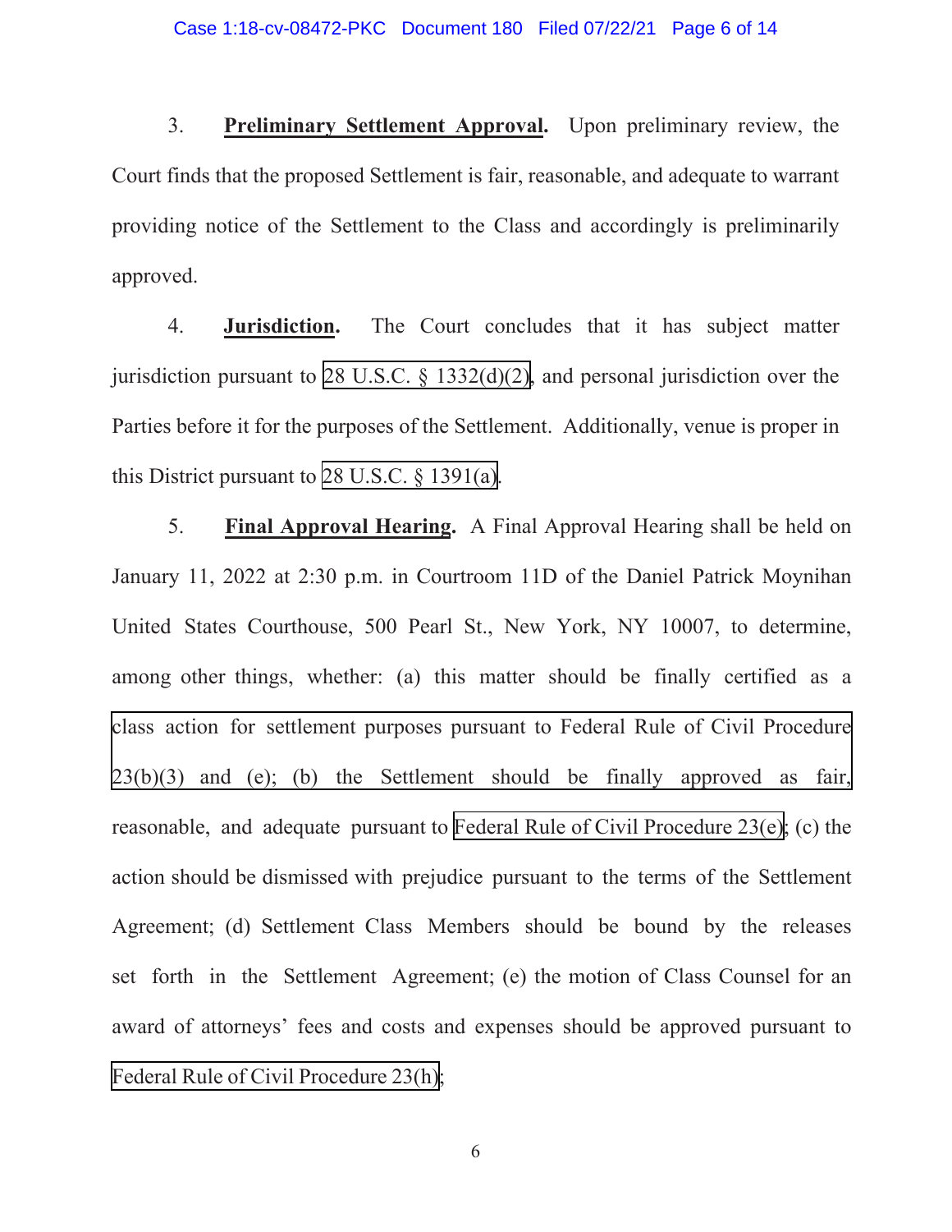3. **Preliminary Settlement Approval.** Upon preliminary review, the Court finds that the proposed Settlement is fair, reasonable, and adequate to warrant providing notice of the Settlement to the Class and accordingly is preliminarily approved.

4. **Jurisdiction.** The Court concludes that it has subject matter jurisdiction pursuant to 28 U.S.C. § 1332(d)(2), and personal jurisdiction over the Parties before it for the purposes of the Settlement. Additionally, venue is proper in this District pursuant to 28 U.S.C. § 1391(a).

5. **Final Approval Hearing.** A Final Approval Hearing shall be held on January 11, 2022 at 2:30 p.m. in Courtroom 11D of the Daniel Patrick Moynihan United States Courthouse, 500 Pearl St., New York, NY 10007, to determine, among other things, whether: (a) this matter should be finally certified as a class action for settlement purposes pursuant to Federal Rule of Civil Procedure 23(b)(3) and (e); (b) the Settlement should be finally approved as fair, reasonable, and adequate pursuant to Federal Rule of Civil Procedure 23(e); (c) the action should be dismissed with prejudice pursuant to the terms of the Settlement Agreement; (d) Settlement Class Members should be bound by the releases set forth in the Settlement Agreement; (e) the motion of Class Counsel for an award of attorneys' fees and costs and expenses should be approved pursuant to Federal Rule of Civil Procedure 23(h);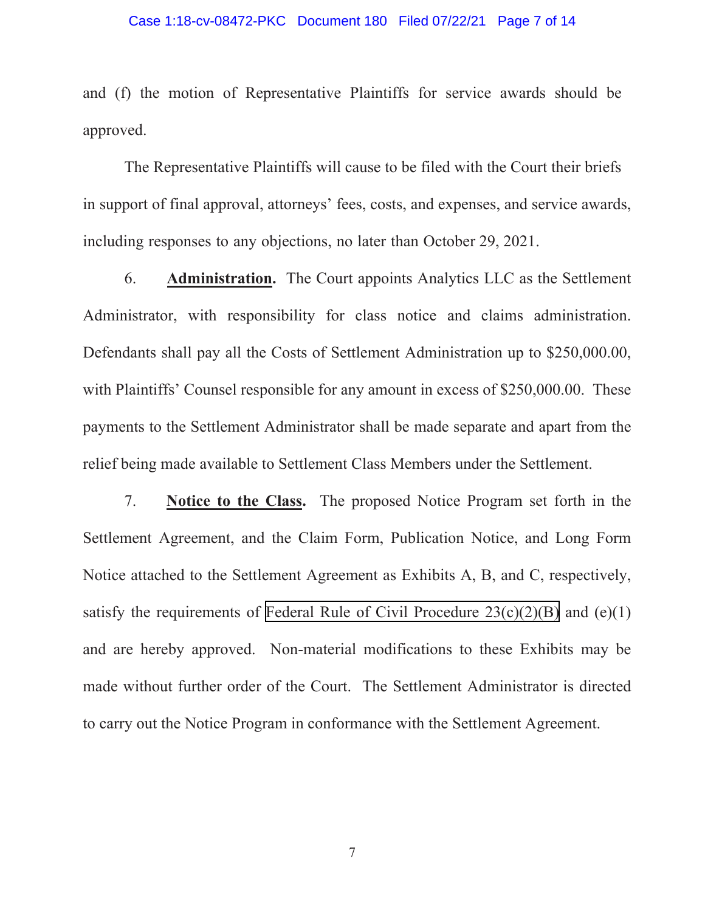and (f) the motion of Representative Plaintiffs for service awards should be approved.

The Representative Plaintiffs will cause to be filed with the Court their briefs in support of final approval, attorneys' fees, costs, and expenses, and service awards, including responses to any objections, no later than October 29, 2021.

6. **Administration.** The Court appoints Analytics LLC as the Settlement Administrator, with responsibility for class notice and claims administration. Defendants shall pay all the Costs of Settlement Administration up to $250,000.00, with Plaintiffs' Counsel responsible for any amount in excess of $250,000.00. These payments to the Settlement Administrator shall be made separate and apart from the relief being made available to Settlement Class Members under the Settlement.

7. **Notice to the Class.** The proposed Notice Program set forth in the Settlement Agreement, and the Claim Form, Publication Notice, and Long Form Notice attached to the Settlement Agreement as Exhibits A, B, and C, respectively, satisfy the requirements of Federal Rule of Civil Procedure 23(c)(2)(B) and (e)(1) and are hereby approved. Non-material modifications to these Exhibits may be made without further order of the Court. The Settlement Administrator is directed to carry out the Notice Program in conformance with the Settlement Agreement.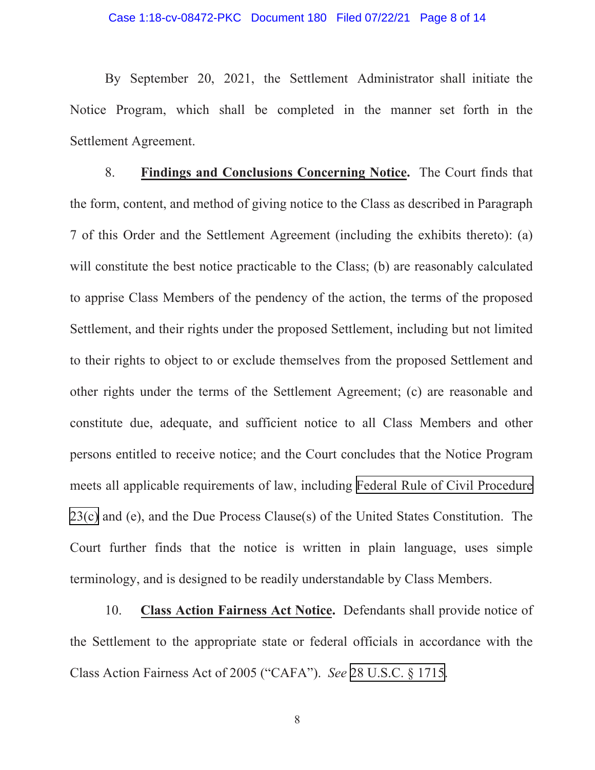By September 20, 2021, the Settlement Administrator shall initiate the Notice Program, which shall be completed in the manner set forth in the Settlement Agreement.

8. **Findings and Conclusions Concerning Notice.** The Court finds that the form, content, and method of giving notice to the Class as described in Paragraph 7 of this Order and the Settlement Agreement (including the exhibits thereto): (a) will constitute the best notice practicable to the Class; (b) are reasonably calculated to apprise Class Members of the pendency of the action, the terms of the proposed Settlement, and their rights under the proposed Settlement, including but not limited to their rights to object to or exclude themselves from the proposed Settlement and other rights under the terms of the Settlement Agreement; (c) are reasonable and constitute due, adequate, and sufficient notice to all Class Members and other persons entitled to receive notice; and the Court concludes that the Notice Program meets all applicable requirements of law, including Federal Rule of Civil Procedure 23(c) and (e), and the Due Process Clause(s) of the United States Constitution. The Court further finds that the notice is written in plain language, uses simple terminology, and is designed to be readily understandable by Class Members.

10. **Class Action Fairness Act Notice.** Defendants shall provide notice of the Settlement to the appropriate state or federal officials in accordance with the Class Action Fairness Act of 2005 ("CAFA"). *See* 28 U.S.C. § 1715.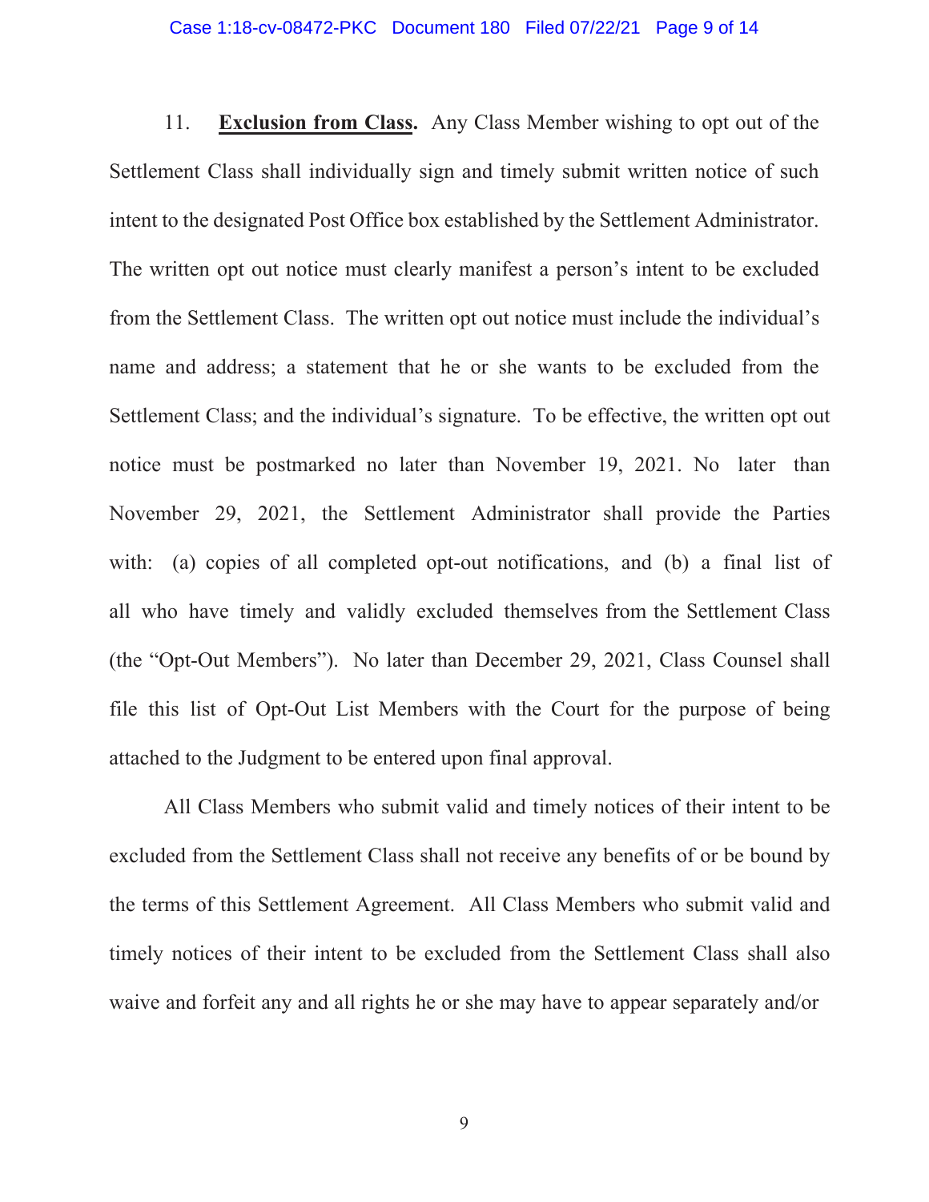11. **Exclusion from Class.** Any Class Member wishing to opt out of the Settlement Class shall individually sign and timely submit written notice of such intent to the designated Post Office box established by the Settlement Administrator. The written opt out notice must clearly manifest a person's intent to be excluded from the Settlement Class. The written opt out notice must include the individual's name and address; a statement that he or she wants to be excluded from the Settlement Class; and the individual's signature. To be effective, the written opt out notice must be postmarked no later than November 19, 2021. No later than November 29, 2021, the Settlement Administrator shall provide the Parties with: (a) copies of all completed opt-out notifications, and (b) a final list of all who have timely and validly excluded themselves from the Settlement Class (the "Opt-Out Members"). No later than December 29, 2021, Class Counsel shall file this list of Opt-Out List Members with the Court for the purpose of being attached to the Judgment to be entered upon final approval.

All Class Members who submit valid and timely notices of their intent to be excluded from the Settlement Class shall not receive any benefits of or be bound by the terms of this Settlement Agreement. All Class Members who submit valid and timely notices of their intent to be excluded from the Settlement Class shall also waive and forfeit any and all rights he or she may have to appear separately and/or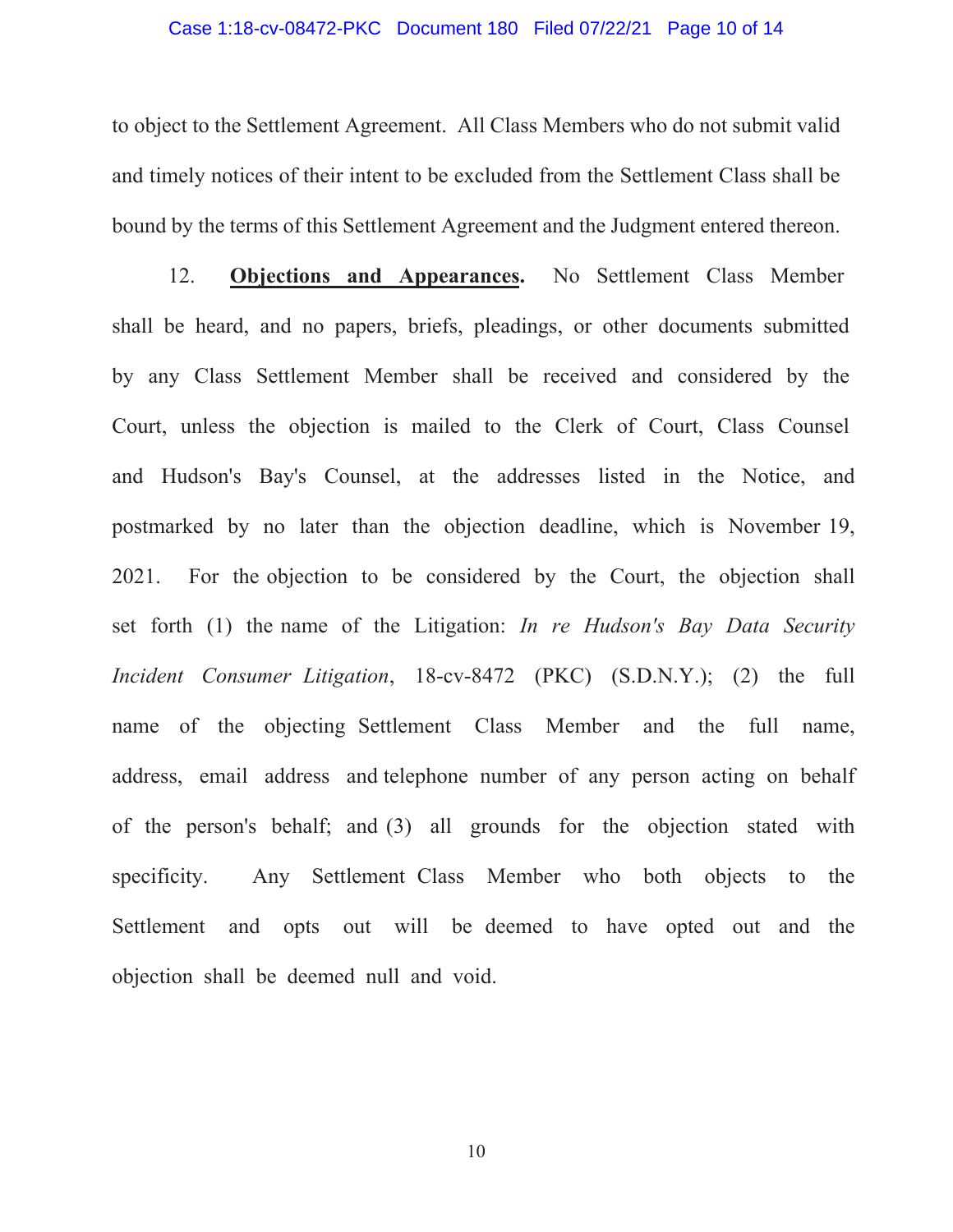to object to the Settlement Agreement. All Class Members who do not submit valid and timely notices of their intent to be excluded from the Settlement Class shall be bound by the terms of this Settlement Agreement and the Judgment entered thereon.

12. **Objections and Appearances.** No Settlement Class Member shall be heard, and no papers, briefs, pleadings, or other documents submitted by any Class Settlement Member shall be received and considered by the Court, unless the objection is mailed to the Clerk of Court, Class Counsel and Hudson's Bay's Counsel, at the addresses listed in the Notice, and postmarked by no later than the objection deadline, which is November 19, 2021. For the objection to be considered by the Court, the objection shall set forth (1) the name of the Litigation: *In re Hudson's Bay Data Security Incident Consumer Litigation*, 18-cv-8472 (PKC) (S.D.N.Y.); (2) the full name of the objecting Settlement Class Member and the full name, address, email address and telephone number of any person acting on behalf of the person's behalf; and (3) all grounds for the objection stated with specificity. Any Settlement Class Member who both objects to the Settlement and opts out will be deemed to have opted out and the objection shall be deemed null and void.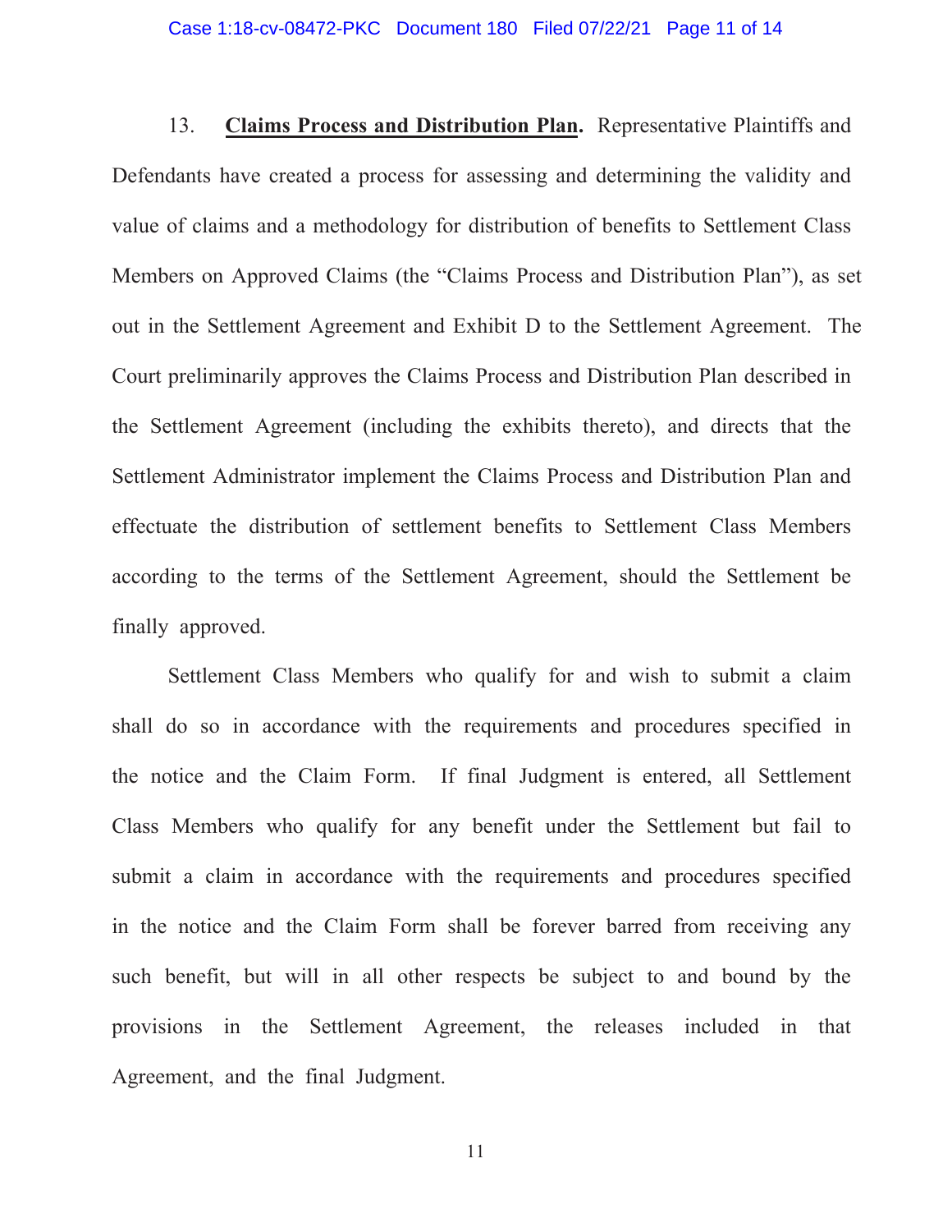13. **Claims Process and Distribution Plan.** Representative Plaintiffs and Defendants have created a process for assessing and determining the validity and value of claims and a methodology for distribution of benefits to Settlement Class Members on Approved Claims (the "Claims Process and Distribution Plan"), as set out in the Settlement Agreement and Exhibit D to the Settlement Agreement. The Court preliminarily approves the Claims Process and Distribution Plan described in the Settlement Agreement (including the exhibits thereto), and directs that the Settlement Administrator implement the Claims Process and Distribution Plan and effectuate the distribution of settlement benefits to Settlement Class Members according to the terms of the Settlement Agreement, should the Settlement be finally approved.

Settlement Class Members who qualify for and wish to submit a claim shall do so in accordance with the requirements and procedures specified in the notice and the Claim Form. If final Judgment is entered, all Settlement Class Members who qualify for any benefit under the Settlement but fail to submit a claim in accordance with the requirements and procedures specified in the notice and the Claim Form shall be forever barred from receiving any such benefit, but will in all other respects be subject to and bound by the provisions in the Settlement Agreement, the releases included in that Agreement, and the final Judgment.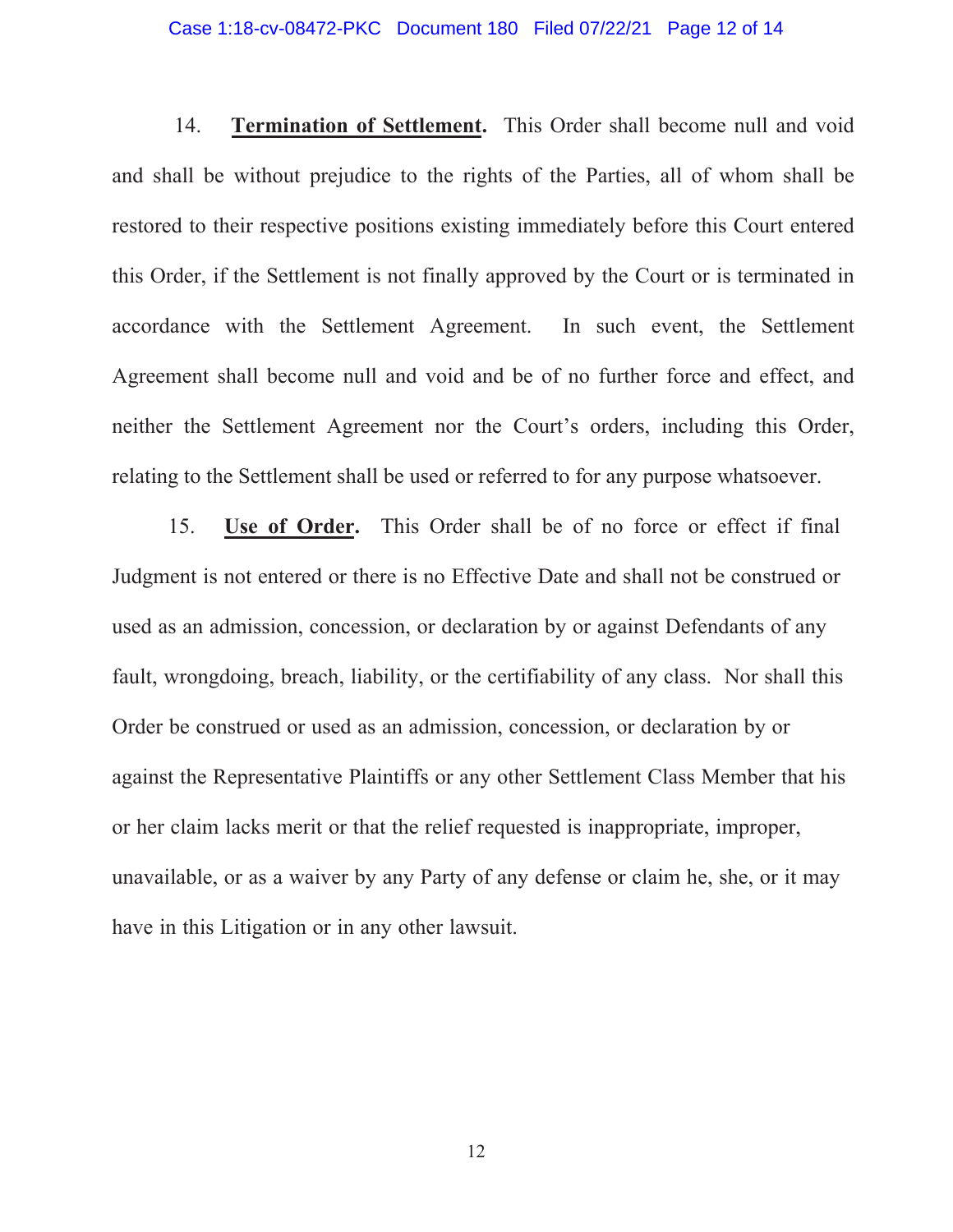14. **Termination of Settlement.** This Order shall become null and void and shall be without prejudice to the rights of the Parties, all of whom shall be restored to their respective positions existing immediately before this Court entered this Order, if the Settlement is not finally approved by the Court or is terminated in accordance with the Settlement Agreement. In such event, the Settlement Agreement shall become null and void and be of no further force and effect, and neither the Settlement Agreement nor the Court's orders, including this Order, relating to the Settlement shall be used or referred to for any purpose whatsoever.

15. **Use of Order.** This Order shall be of no force or effect if final Judgment is not entered or there is no Effective Date and shall not be construed or used as an admission, concession, or declaration by or against Defendants of any fault, wrongdoing, breach, liability, or the certifiability of any class. Nor shall this Order be construed or used as an admission, concession, or declaration by or against the Representative Plaintiffs or any other Settlement Class Member that his or her claim lacks merit or that the relief requested is inappropriate, improper, unavailable, or as a waiver by any Party of any defense or claim he, she, or it may have in this Litigation or in any other lawsuit.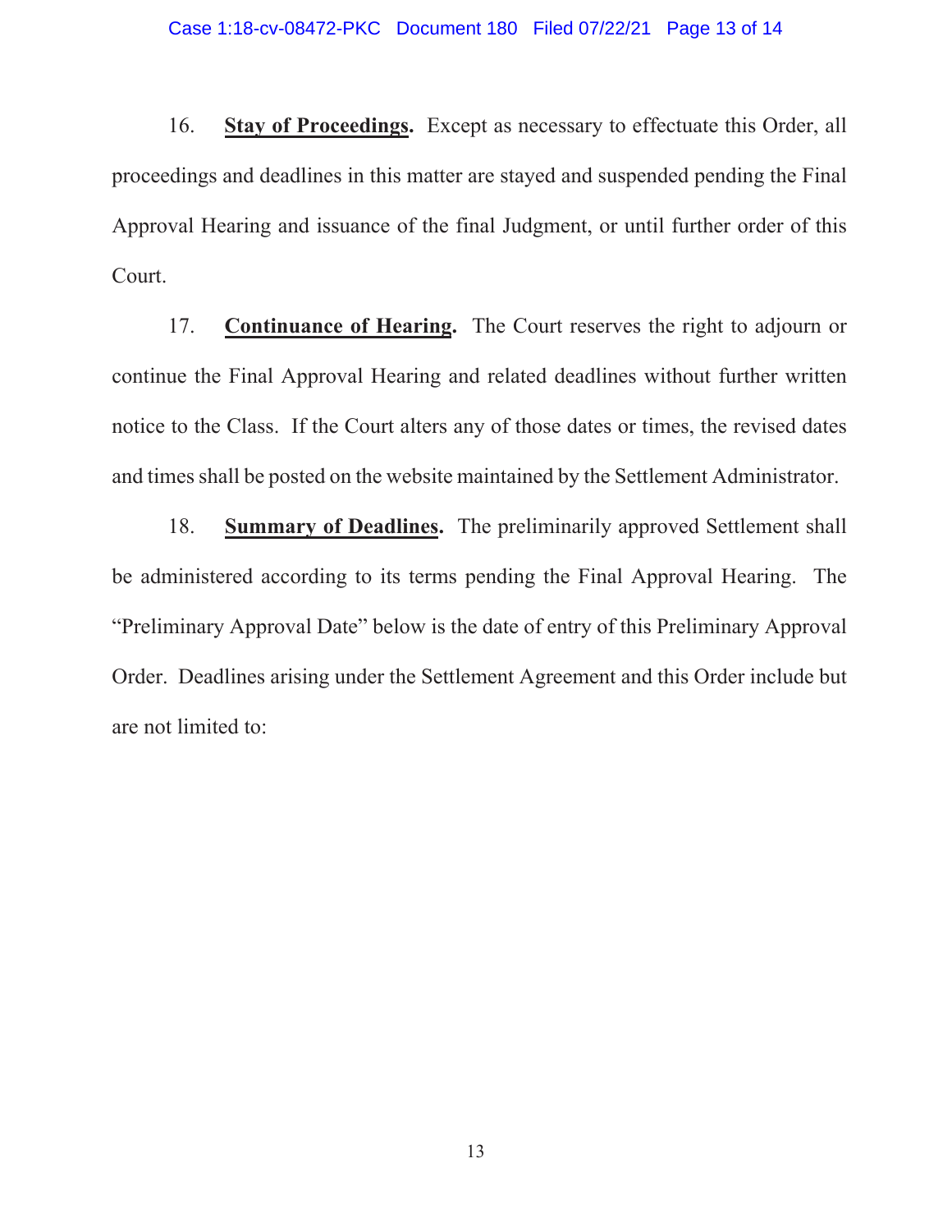16. **<u>Stay of Proceedings</u>.** Except as necessary to effectuate this Order, all proceedings and deadlines in this matter are stayed and suspended pending the Final Approval Hearing and issuance of the final Judgment, or until further order of this Court.

17. **<u>Continuance of Hearing</u>.** The Court reserves the right to adjourn or continue the Final Approval Hearing and related deadlines without further written notice to the Class. If the Court alters any of those dates or times, the revised dates and times shall be posted on the website maintained by the Settlement Administrator.

18. **<u>Summary of Deadlines</u>.** The preliminarily approved Settlement shall be administered according to its terms pending the Final Approval Hearing. The "Preliminary Approval Date" below is the date of entry of this Preliminary Approval Order. Deadlines arising under the Settlement Agreement and this Order include but are not limited to: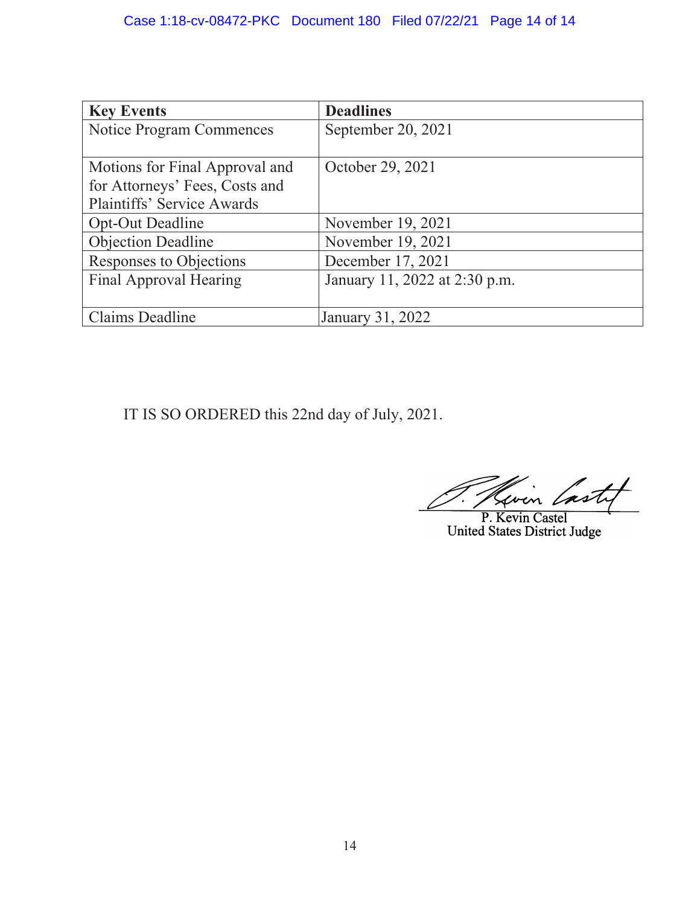| Key Events | Deadlines |
|---|---|
| Notice Program Commences | September 20, 2021 |
| Motions for Final Approval and for Attorneys' Fees, Costs and Plaintiffs' Service Awards | October 29, 2021 |
| Opt-Out Deadline | November 19, 2021 |
| Objection Deadline | November 19, 2021 |
| Responses to Objections | December 17, 2021 |
| Final Approval Hearing | January 11, 2022 at 2:30 p.m. |
| Claims Deadline | January 31, 2022 |

IT IS SO ORDERED this 22nd day of July, 2021.

P. Kevin Castel
United States District Judge